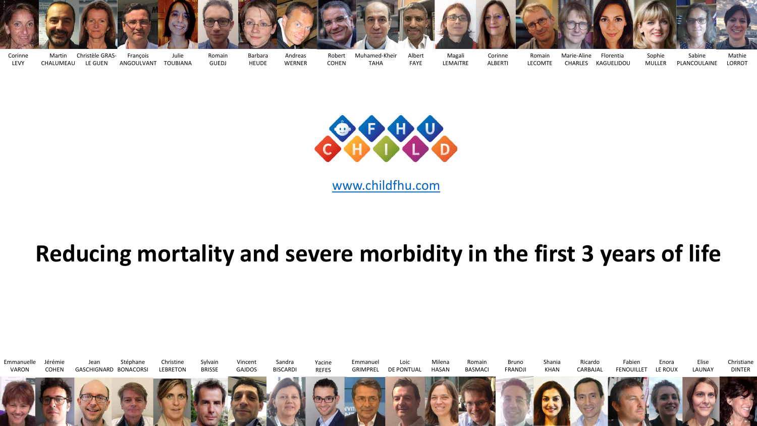Corinne LEVY, Martin CHALUMEAU, Christèle GRAS-LE GUEN, François ANGOULVANT, Julie TOUBIANA, Romain GUEDJ, Barbara HEUDE, Andreas WERNER, Robert COHEN, Muhamed-Kheir TAHA, Albert FAYE, Magali LEMAITRE, Corinne ALBERTI, Romain LECOMTE, Marie-Aline CHARLES, Florentia KAGUELIDOU, Sophie MULLER, Sabine PLANCOULAINE, Mathie LORROT

FHU CHILD

www.childfhu.com

# Reducing mortality and severe morbidity in the first 3 years of life

Emmanuelle VARON, Jérémie COHEN, Jean GASCHIGNARD, Stéphane BONACORSI, Christine LEBRETON, Sylvain BRISSE, Vincent GAJDOS, Sandra BISCARDI, Yacine REFES, Emmanuel GRIMPREL, Loic DE PONTUAL, Milena HASAN, Romain BASMACI, Bruno FRANDJI, Shania KHAN, Ricardo CARBAJAL, Fabien FENOUILLET, Enora LE ROUX, Elise LAUNAY, Christiane DINTER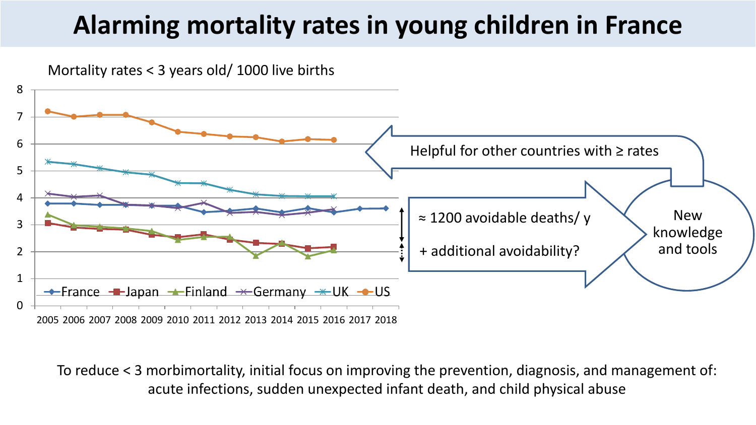# Alarming mortality rates in young children in France

Mortality rates < 3 years old/ 1000 live births

France — Japan — Finland — Germany — UK — US

2005 2006 2007 2008 2009 2010 2011 2012 2013 2014 2015 2016 2017 2018

Helpful for other countries with ≥ rates

≈ 1200 avoidable deaths/ y

+ additional avoidability?

New knowledge and tools

To reduce < 3 morbimortality, initial focus on improving the prevention, diagnosis, and management of: acute infections, sudden unexpected infant death, and child physical abuse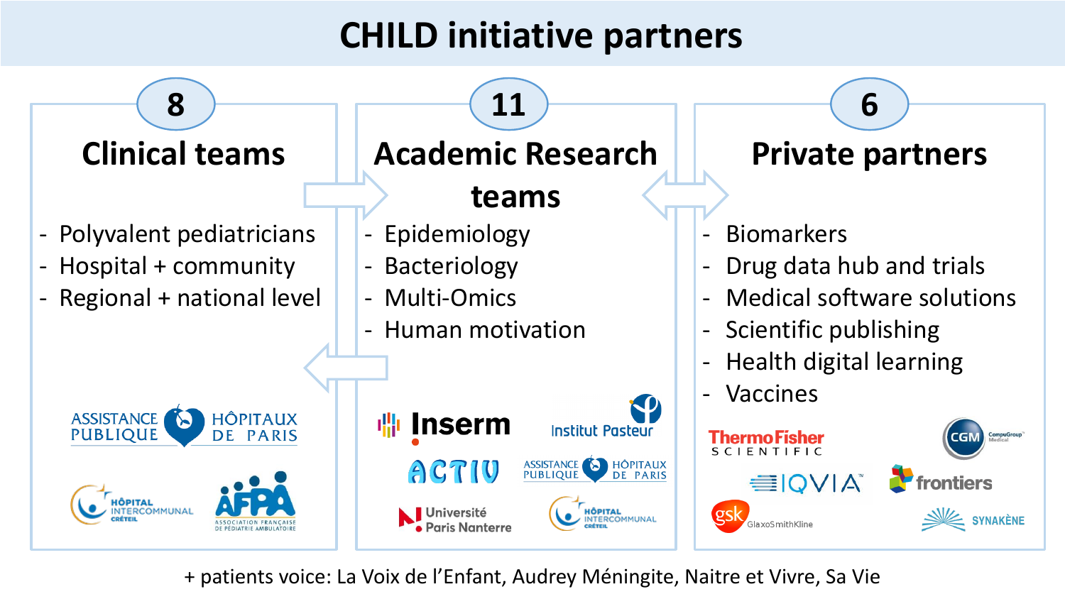# CHILD initiative partners

## 8 — Clinical teams

- Polyvalent pediatricians
- Hospital + community
- Regional + national level

ASSISTANCE PUBLIQUE HÔPITAUX DE PARIS

HÔPITAL INTERCOMMUNAL CRÉTEIL

AFPA ASSOCIATION FRANÇAISE DE PÉDIATRIE AMBULATOIRE

## 11 — Academic Research teams

- Epidemiology
- Bacteriology
- Multi-Omics
- Human motivation

Inserm

Institut Pasteur

ACTIV

ASSISTANCE PUBLIQUE HÔPITAUX DE PARIS

Université Paris Nanterre

HÔPITAL INTERCOMMUNAL CRÉTEIL

## 6 — Private partners

- Biomarkers
- Drug data hub and trials
- Medical software solutions
- Scientific publishing
- Health digital learning
- Vaccines

ThermoFisher SCIENTIFIC

CGM CompuGroup Medical

IQVIA

frontiers

gsk GlaxoSmithKline

SYNAKÈNE

+ patients voice: La Voix de l'Enfant, Audrey Méningite, Naitre et Vivre, Sa Vie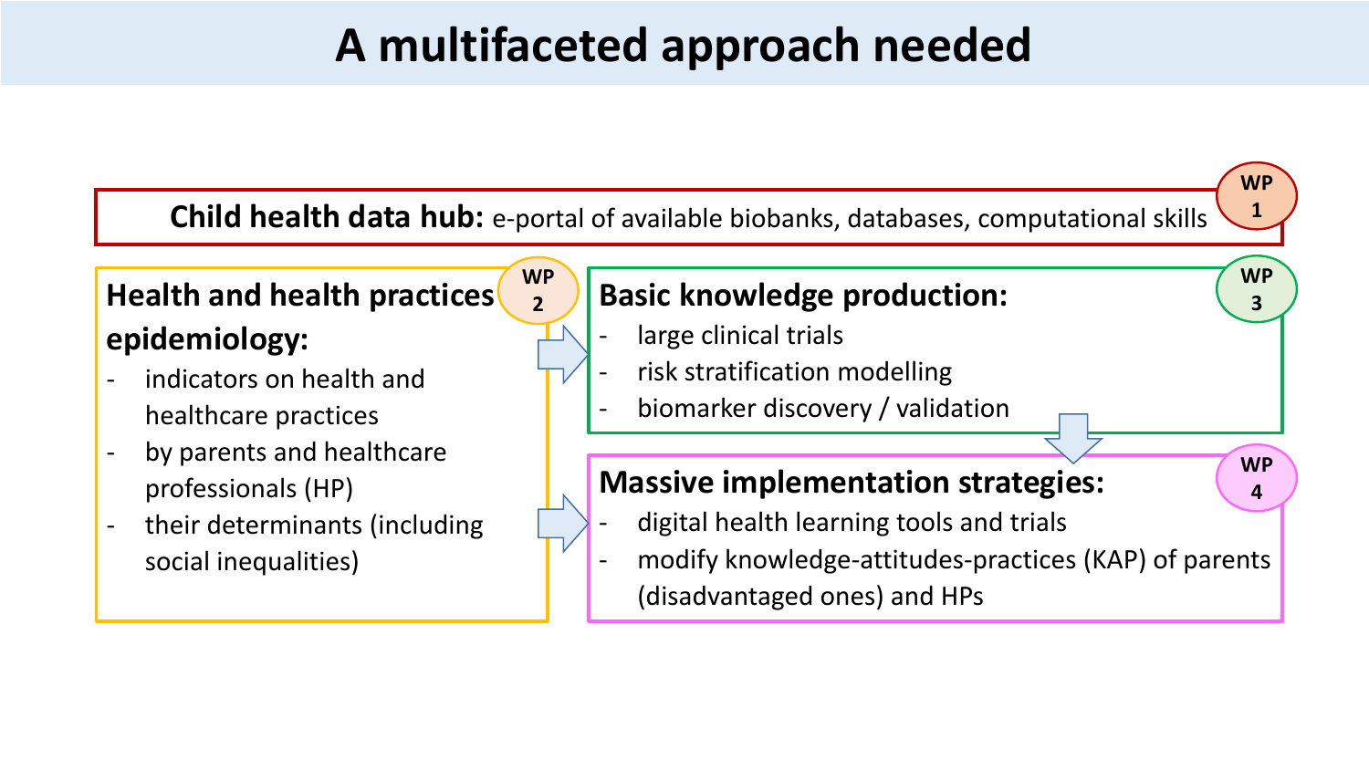# A multifaceted approach needed

**Child health data hub:** e-portal of available biobanks, databases, computational skills — WP 1

**Health and health practices epidemiology:** — WP 2

- indicators on health and healthcare practices
- by parents and healthcare professionals (HP)
- their determinants (including social inequalities)

**Basic knowledge production:** — WP 3

- large clinical trials
- risk stratification modelling
- biomarker discovery / validation

**Massive implementation strategies:** — WP 4

- digital health learning tools and trials
- modify knowledge-attitudes-practices (KAP) of parents (disadvantaged ones) and HPs